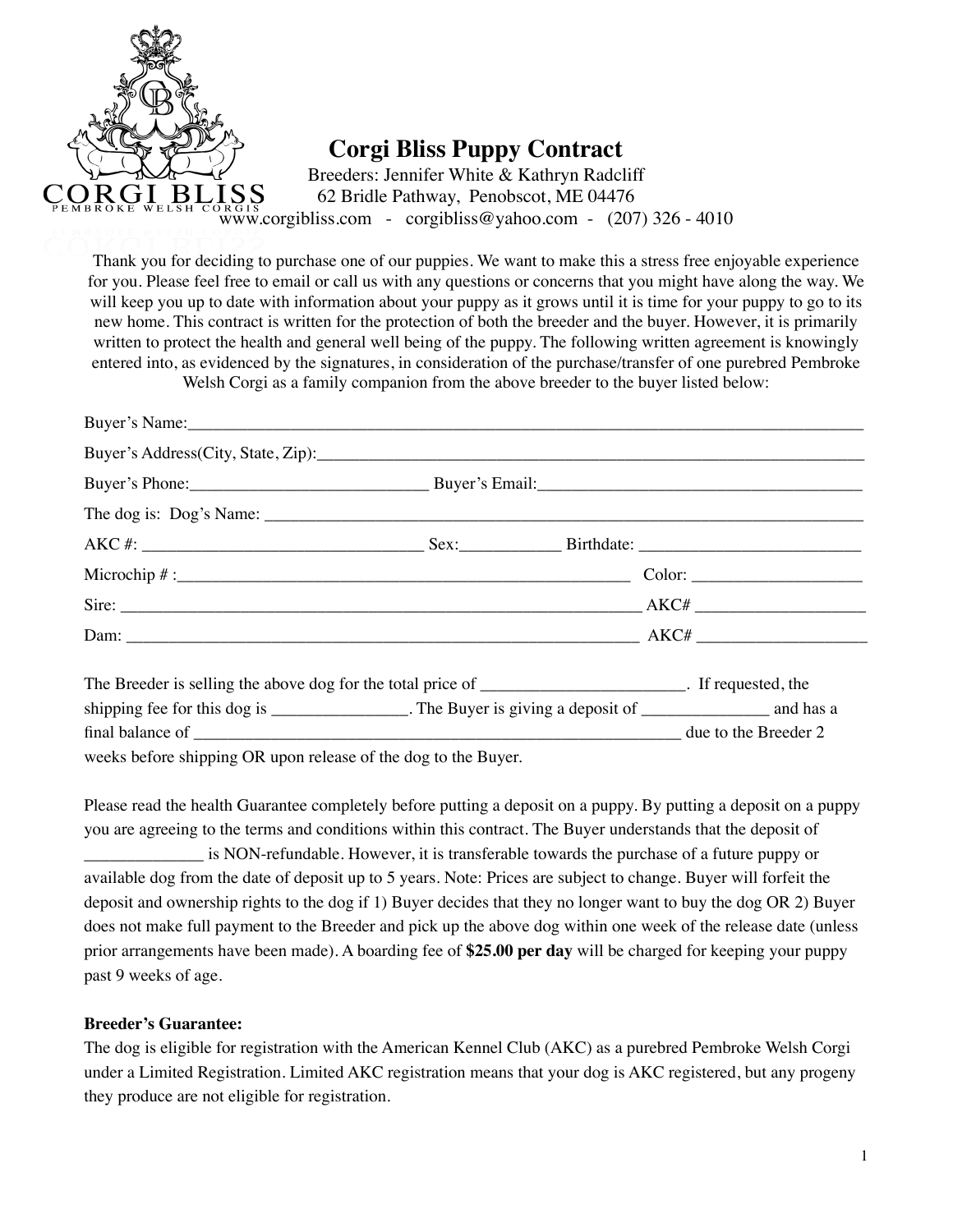CORGI BLISS
PEMBROKE WELSH CORGIS

# Corgi Bliss Puppy Contract

Breeders: Jennifer White & Kathryn Radcliff
62 Bridle Pathway, Penobscot, ME 04476
www.corgibliss.com - corgibliss@yahoo.com - (207) 326 - 4010

Thank you for deciding to purchase one of our puppies. We want to make this a stress free enjoyable experience for you. Please feel free to email or call us with any questions or concerns that you might have along the way. We will keep you up to date with information about your puppy as it grows until it is time for your puppy to go to its new home. This contract is written for the protection of both the breeder and the buyer. However, it is primarily written to protect the health and general well being of the puppy. The following written agreement is knowingly entered into, as evidenced by the signatures, in consideration of the purchase/transfer of one purebred Pembroke Welsh Corgi as a family companion from the above breeder to the buyer listed below:

Buyer's Name:_______________________________________________

Buyer's Address(City, State, Zip):_______________________________________________

Buyer's Phone:____________________________ Buyer's Email:_______________________________

The dog is: Dog's Name: _______________________________________________

AKC #: ________________________________ Sex:___________ Birthdate: _________________________

Microchip # :___________________________________________________ Color: ___________________

Sire: _________________________________________________________ AKC# ___________________

Dam: _________________________________________________________ AKC# ___________________

The Breeder is selling the above dog for the total price of _______________________. If requested, the shipping fee for this dog is ________________. The Buyer is giving a deposit of _______________ and has a final balance of _______________________________________________ due to the Breeder 2 weeks before shipping OR upon release of the dog to the Buyer.

Please read the health Guarantee completely before putting a deposit on a puppy. By putting a deposit on a puppy you are agreeing to the terms and conditions within this contract. The Buyer understands that the deposit of ______________ is NON-refundable. However, it is transferable towards the purchase of a future puppy or available dog from the date of deposit up to 5 years. Note: Prices are subject to change. Buyer will forfeit the deposit and ownership rights to the dog if 1) Buyer decides that they no longer want to buy the dog OR 2) Buyer does not make full payment to the Breeder and pick up the above dog within one week of the release date (unless prior arrangements have been made). A boarding fee of **$25.00 per day** will be charged for keeping your puppy past 9 weeks of age.

**Breeder's Guarantee:**

The dog is eligible for registration with the American Kennel Club (AKC) as a purebred Pembroke Welsh Corgi under a Limited Registration. Limited AKC registration means that your dog is AKC registered, but any progeny they produce are not eligible for registration.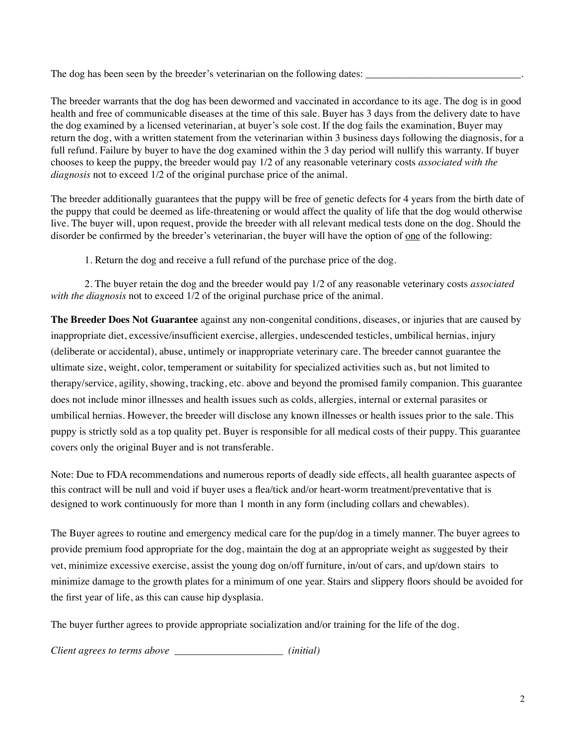The dog has been seen by the breeder's veterinarian on the following dates: _______________________________.

The breeder warrants that the dog has been dewormed and vaccinated in accordance to its age. The dog is in good health and free of communicable diseases at the time of this sale. Buyer has 3 days from the delivery date to have the dog examined by a licensed veterinarian, at buyer's sole cost. If the dog fails the examination, Buyer may return the dog, with a written statement from the veterinarian within 3 business days following the diagnosis, for a full refund. Failure by buyer to have the dog examined within the 3 day period will nullify this warranty. If buyer chooses to keep the puppy, the breeder would pay 1/2 of any reasonable veterinary costs *associated with the diagnosis* not to exceed 1/2 of the original purchase price of the animal.

The breeder additionally guarantees that the puppy will be free of genetic defects for 4 years from the birth date of the puppy that could be deemed as life-threatening or would affect the quality of life that the dog would otherwise live. The buyer will, upon request, provide the breeder with all relevant medical tests done on the dog. Should the disorder be confirmed by the breeder's veterinarian, the buyer will have the option of <u>one</u> of the following:

1. Return the dog and receive a full refund of the purchase price of the dog.

2. The buyer retain the dog and the breeder would pay 1/2 of any reasonable veterinary costs *associated with the diagnosis* not to exceed 1/2 of the original purchase price of the animal.

**The Breeder Does Not Guarantee** against any non-congenital conditions, diseases, or injuries that are caused by inappropriate diet, excessive/insufficient exercise, allergies, undescended testicles, umbilical hernias, injury (deliberate or accidental), abuse, untimely or inappropriate veterinary care. The breeder cannot guarantee the ultimate size, weight, color, temperament or suitability for specialized activities such as, but not limited to therapy/service, agility, showing, tracking, etc. above and beyond the promised family companion. This guarantee does not include minor illnesses and health issues such as colds, allergies, internal or external parasites or umbilical hernias. However, the breeder will disclose any known illnesses or health issues prior to the sale. This puppy is strictly sold as a top quality pet. Buyer is responsible for all medical costs of their puppy. This guarantee covers only the original Buyer and is not transferable.

Note: Due to FDA recommendations and numerous reports of deadly side effects, all health guarantee aspects of this contract will be null and void if buyer uses a flea/tick and/or heart-worm treatment/preventative that is designed to work continuously for more than 1 month in any form (including collars and chewables).

The Buyer agrees to routine and emergency medical care for the pup/dog in a timely manner. The buyer agrees to provide premium food appropriate for the dog, maintain the dog at an appropriate weight as suggested by their vet, minimize excessive exercise, assist the young dog on/off furniture, in/out of cars, and up/down stairs to minimize damage to the growth plates for a minimum of one year. Stairs and slippery floors should be avoided for the first year of life, as this can cause hip dysplasia.

The buyer further agrees to provide appropriate socialization and/or training for the life of the dog.

*Client agrees to terms above* _____________________ *(initial)*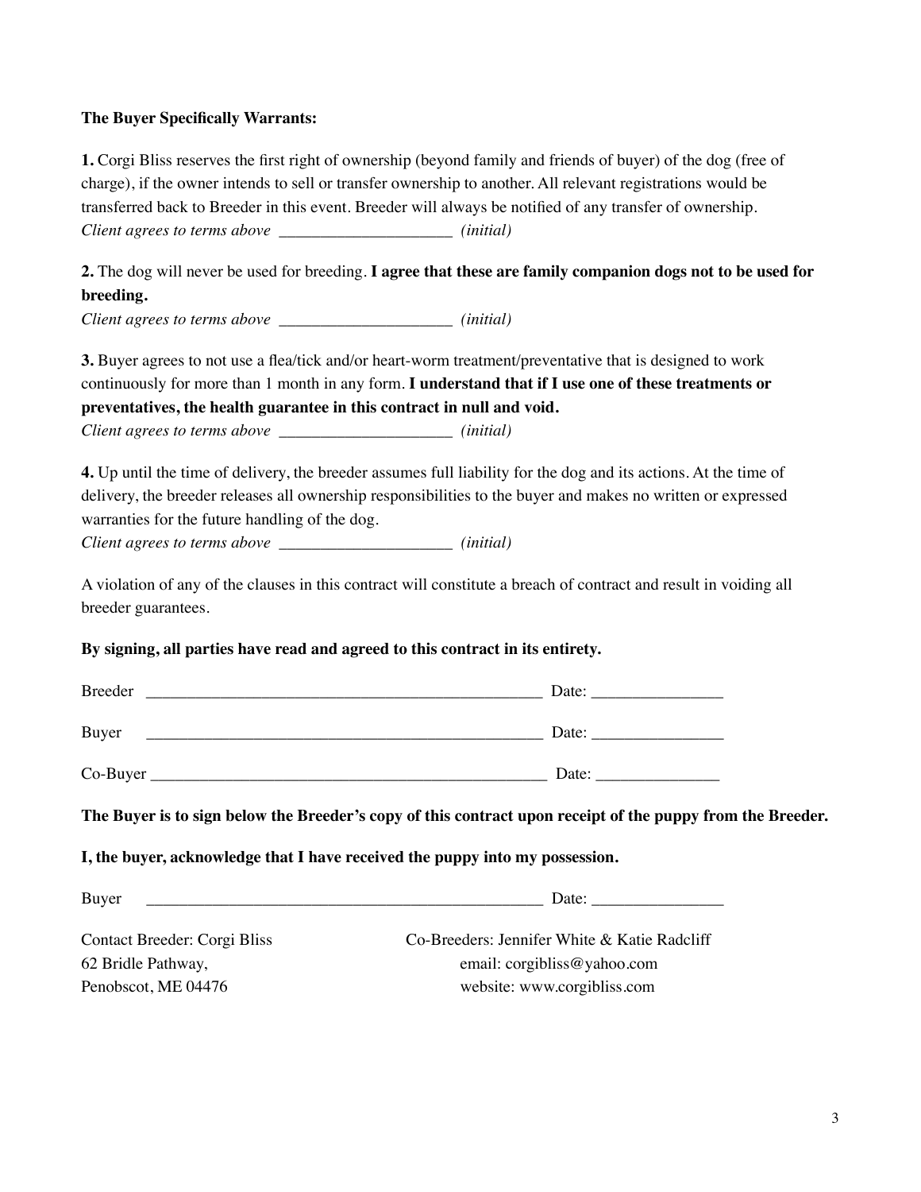**The Buyer Specifically Warrants:**

**1.** Corgi Bliss reserves the first right of ownership (beyond family and friends of buyer) of the dog (free of charge), if the owner intends to sell or transfer ownership to another. All relevant registrations would be transferred back to Breeder in this event. Breeder will always be notified of any transfer of ownership.
*Client agrees to terms above* ____________________ *(initial)*

**2.** The dog will never be used for breeding. **I agree that these are family companion dogs not to be used for breeding.**
*Client agrees to terms above* ____________________ *(initial)*

**3.** Buyer agrees to not use a flea/tick and/or heart-worm treatment/preventative that is designed to work continuously for more than 1 month in any form. **I understand that if I use one of these treatments or preventatives, the health guarantee in this contract in null and void.**
*Client agrees to terms above* ____________________ *(initial)*

**4.** Up until the time of delivery, the breeder assumes full liability for the dog and its actions. At the time of delivery, the breeder releases all ownership responsibilities to the buyer and makes no written or expressed warranties for the future handling of the dog.
*Client agrees to terms above* ____________________ *(initial)*

A violation of any of the clauses in this contract will constitute a breach of contract and result in voiding all breeder guarantees.

**By signing, all parties have read and agreed to this contract in its entirety.**

Breeder ______________________________________________ Date: _______________

Buyer ______________________________________________ Date: _______________

Co-Buyer ______________________________________________ Date: _______________

**The Buyer is to sign below the Breeder's copy of this contract upon receipt of the puppy from the Breeder.**

**I, the buyer, acknowledge that I have received the puppy into my possession.**

Buyer ______________________________________________ Date: _______________

Contact Breeder: Corgi Bliss
62 Bridle Pathway,
Penobscot, ME 04476

Co-Breeders: Jennifer White & Katie Radcliff
email: corgibliss@yahoo.com
website: www.corgibliss.com